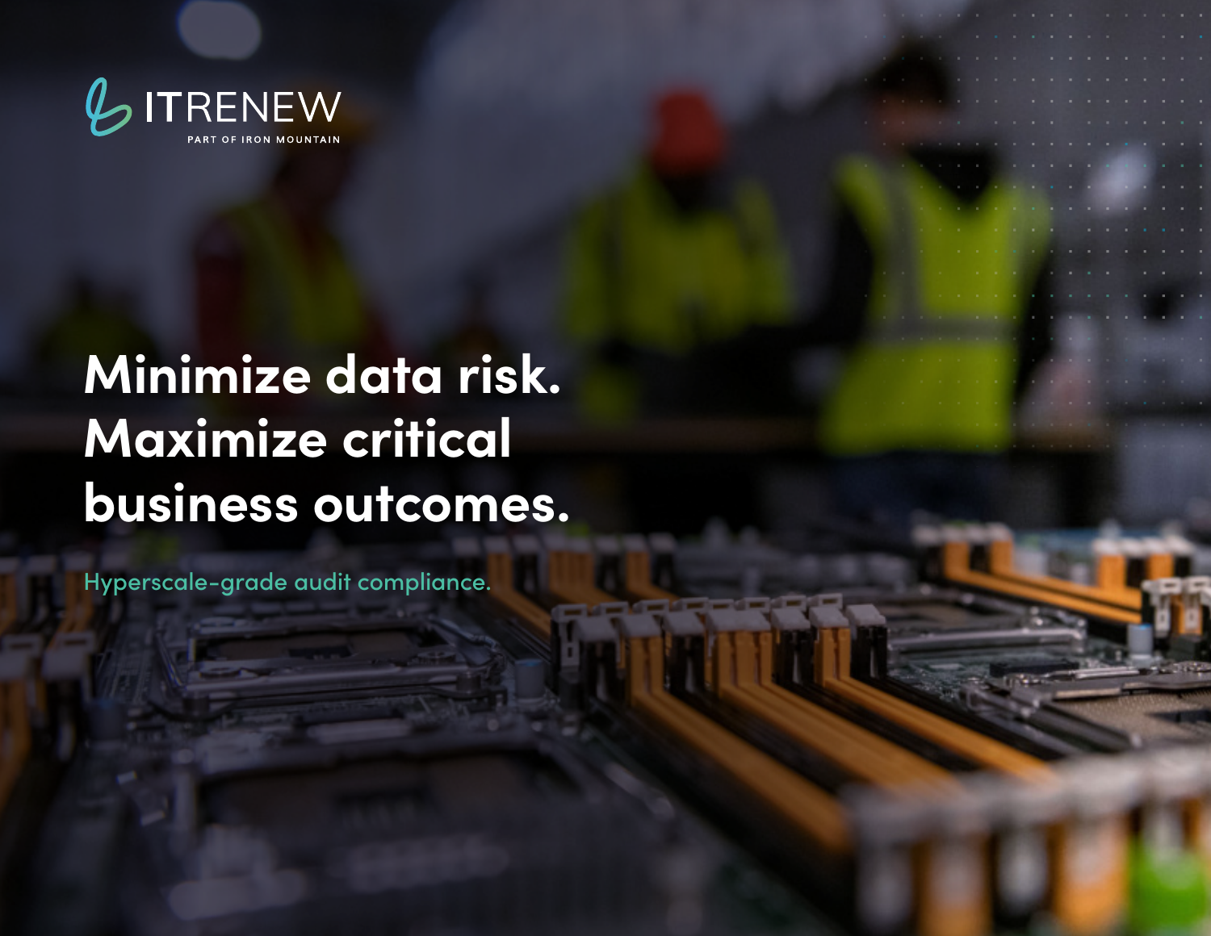ITRENEW

PART OF IRON MOUNTAIN

# Minimize data risk. Maximize critical business outcomes.

Hyperscale-grade audit compliance.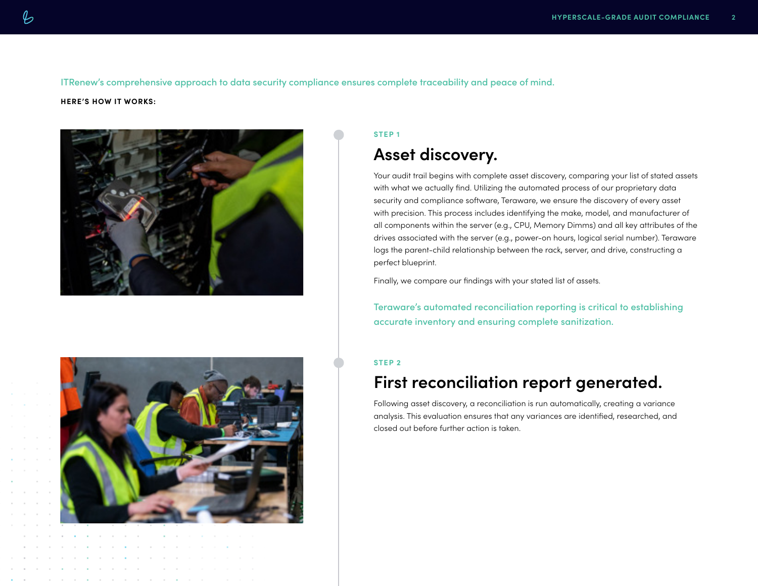ITRenew's comprehensive approach to data security compliance ensures complete traceability and peace of mind.

**HERE'S HOW IT WORKS:**

STEP 1

## Asset discovery.

Your audit trail begins with complete asset discovery, comparing your list of stated assets with what we actually find. Utilizing the automated process of our proprietary data security and compliance software, Teraware, we ensure the discovery of every asset with precision. This process includes identifying the make, model, and manufacturer of all components within the server (e.g., CPU, Memory Dimms) and all key attributes of the drives associated with the server (e.g., power-on hours, logical serial number). Teraware logs the parent-child relationship between the rack, server, and drive, constructing a perfect blueprint.

Finally, we compare our findings with your stated list of assets.

Teraware's automated reconciliation reporting is critical to establishing accurate inventory and ensuring complete sanitization.

STEP 2

## First reconciliation report generated.

Following asset discovery, a reconciliation is run automatically, creating a variance analysis. This evaluation ensures that any variances are identified, researched, and closed out before further action is taken.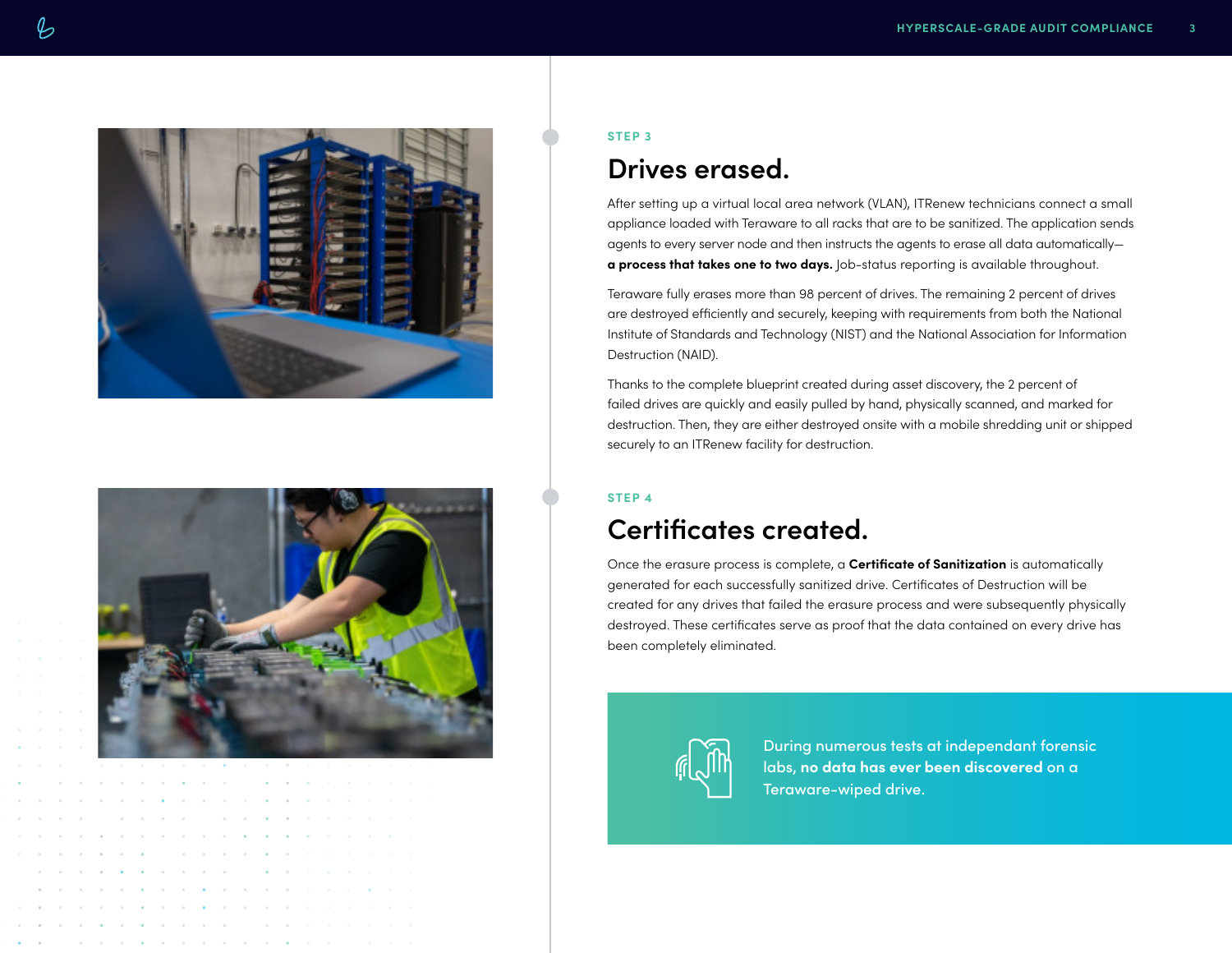STEP 3

## Drives erased.

After setting up a virtual local area network (VLAN), ITRenew technicians connect a small appliance loaded with Teraware to all racks that are to be sanitized. The application sends agents to every server node and then instructs the agents to erase all data automatically—**a process that takes one to two days.** Job-status reporting is available throughout.

Teraware fully erases more than 98 percent of drives. The remaining 2 percent of drives are destroyed efficiently and securely, keeping with requirements from both the National Institute of Standards and Technology (NIST) and the National Association for Information Destruction (NAID).

Thanks to the complete blueprint created during asset discovery, the 2 percent of failed drives are quickly and easily pulled by hand, physically scanned, and marked for destruction. Then, they are either destroyed onsite with a mobile shredding unit or shipped securely to an ITRenew facility for destruction.

STEP 4

## Certificates created.

Once the erasure process is complete, a **Certificate of Sanitization** is automatically generated for each successfully sanitized drive. Certificates of Destruction will be created for any drives that failed the erasure process and were subsequently physically destroyed. These certificates serve as proof that the data contained on every drive has been completely eliminated.

During numerous tests at independant forensic labs, **no data has ever been discovered** on a Teraware-wiped drive.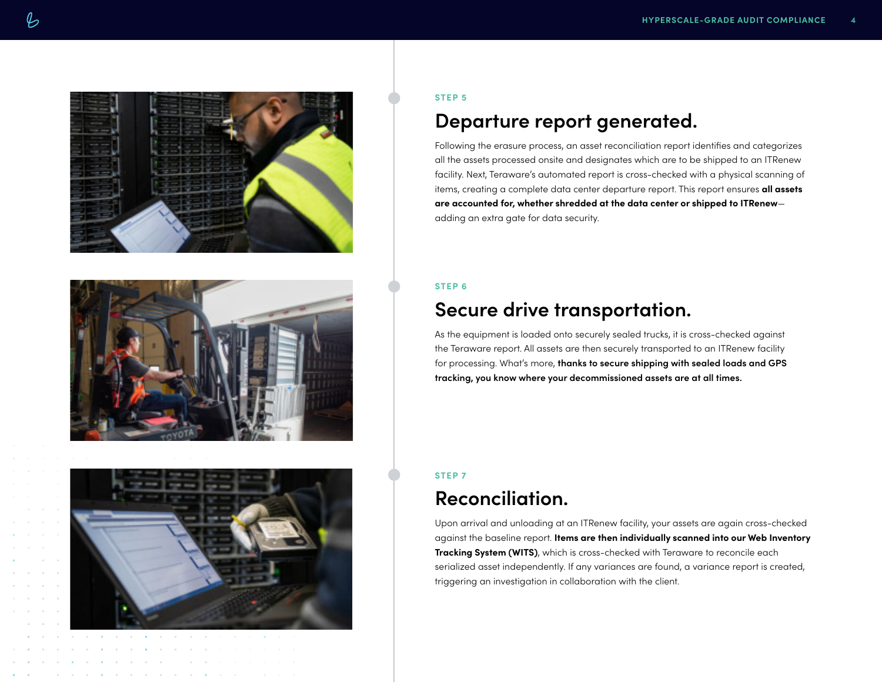STEP 5

## Departure report generated.

Following the erasure process, an asset reconciliation report identifies and categorizes all the assets processed onsite and designates which are to be shipped to an ITRenew facility. Next, Teraware's automated report is cross-checked with a physical scanning of items, creating a complete data center departure report. This report ensures **all assets are accounted for, whether shredded at the data center or shipped to ITRenew**—adding an extra gate for data security.

STEP 6

## Secure drive transportation.

As the equipment is loaded onto securely sealed trucks, it is cross-checked against the Teraware report. All assets are then securely transported to an ITRenew facility for processing. What's more, **thanks to secure shipping with sealed loads and GPS tracking, you know where your decommissioned assets are at all times.**

STEP 7

## Reconciliation.

Upon arrival and unloading at an ITRenew facility, your assets are again cross-checked against the baseline report. **Items are then individually scanned into our Web Inventory Tracking System (WITS)**, which is cross-checked with Teraware to reconcile each serialized asset independently. If any variances are found, a variance report is created, triggering an investigation in collaboration with the client.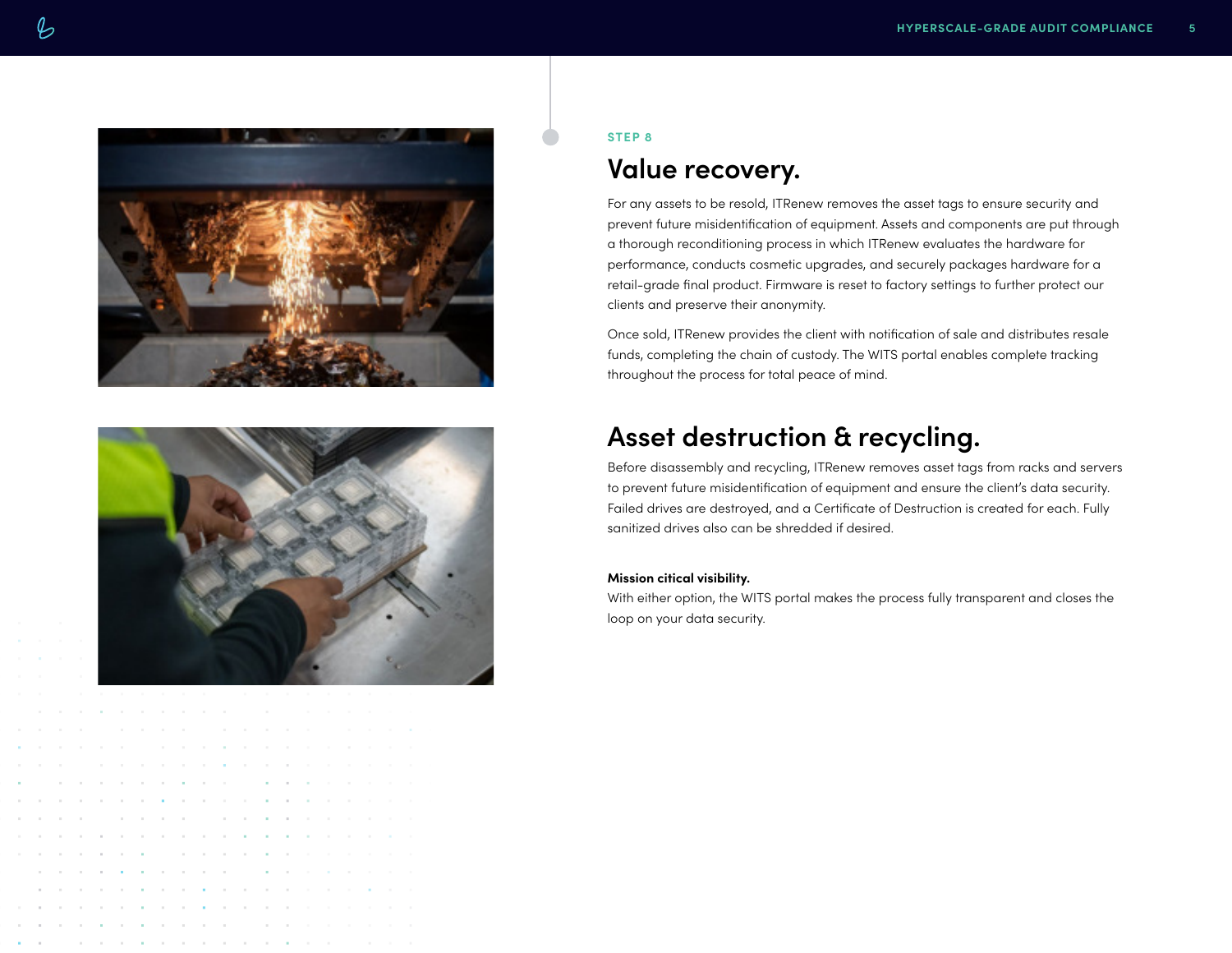STEP 8

## Value recovery.

For any assets to be resold, ITRenew removes the asset tags to ensure security and prevent future misidentification of equipment. Assets and components are put through a thorough reconditioning process in which ITRenew evaluates the hardware for performance, conducts cosmetic upgrades, and securely packages hardware for a retail-grade final product. Firmware is reset to factory settings to further protect our clients and preserve their anonymity.

Once sold, ITRenew provides the client with notification of sale and distributes resale funds, completing the chain of custody. The WITS portal enables complete tracking throughout the process for total peace of mind.

## Asset destruction & recycling.

Before disassembly and recycling, ITRenew removes asset tags from racks and servers to prevent future misidentification of equipment and ensure the client's data security. Failed drives are destroyed, and a Certificate of Destruction is created for each. Fully sanitized drives also can be shredded if desired.

**Mission citical visibility.**
With either option, the WITS portal makes the process fully transparent and closes the loop on your data security.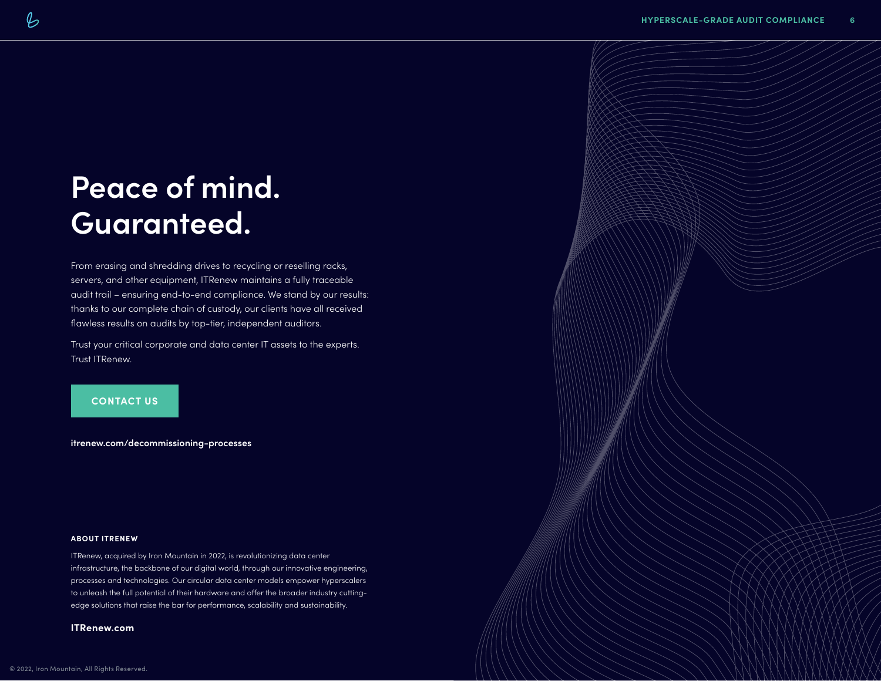# Peace of mind. Guaranteed.

From erasing and shredding drives to recycling or reselling racks, servers, and other equipment, ITRenew maintains a fully traceable audit trail – ensuring end-to-end compliance. We stand by our results: thanks to our complete chain of custody, our clients have all received flawless results on audits by top-tier, independent auditors.

Trust your critical corporate and data center IT assets to the experts. Trust ITRenew.

**CONTACT US**

**itrenew.com/decommissioning-processes**

### ABOUT ITRENEW

ITRenew, acquired by Iron Mountain in 2022, is revolutionizing data center infrastructure, the backbone of our digital world, through our innovative engineering, processes and technologies. Our circular data center models empower hyperscalers to unleash the full potential of their hardware and offer the broader industry cutting-edge solutions that raise the bar for performance, scalability and sustainability.

**ITRenew.com**

© 2022, Iron Mountain, All Rights Reserved.